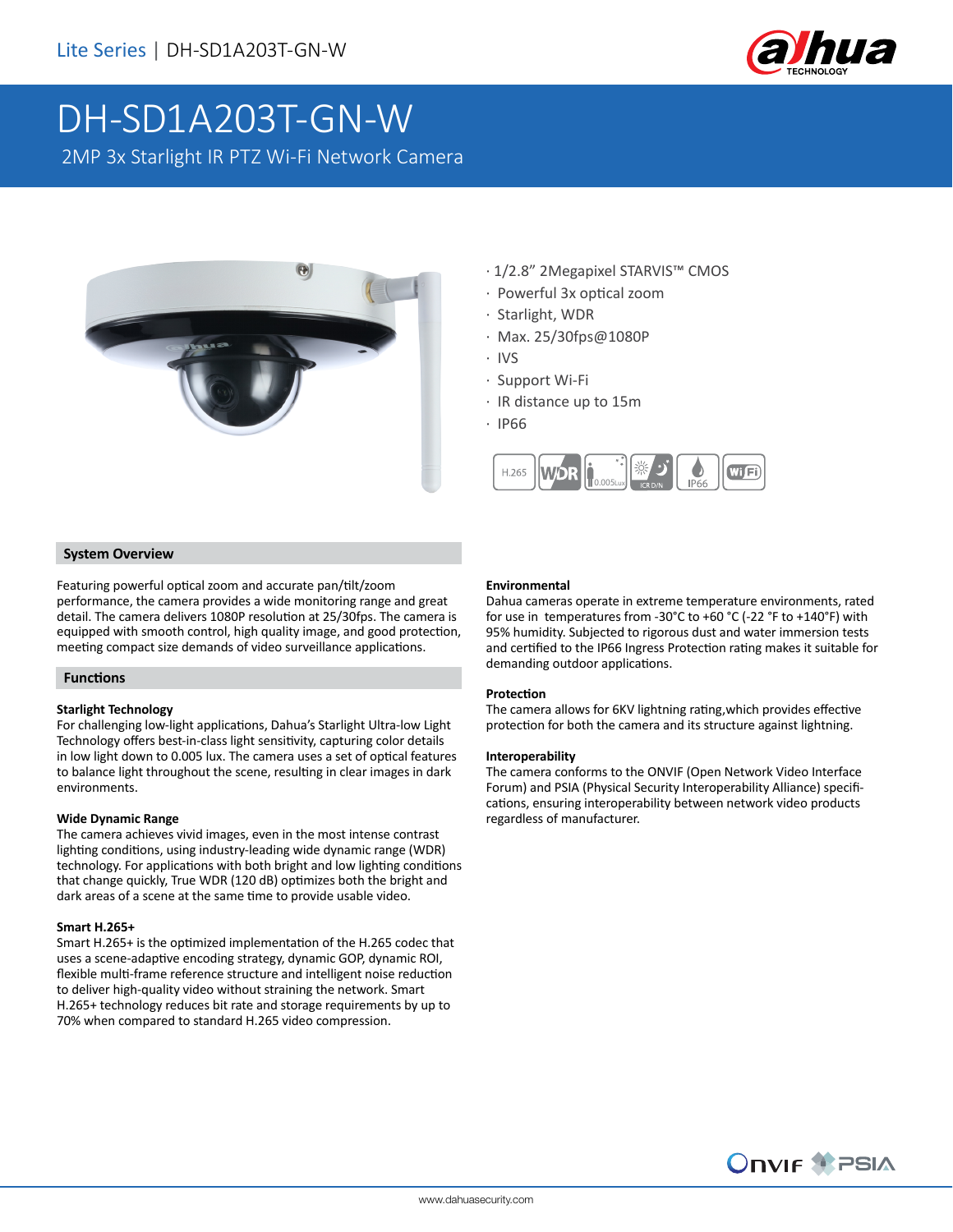Lite Series | DH-SD1A203T-GN-W

# DH-SD1A203T-GN-W

2MP 3x Starlight IR PTZ Wi-Fi Network Camera

- 1/2.8” 2Megapixel STARVIS™ CMOS
- Powerful 3x optical zoom
- Starlight, WDR
- Max. 25/30fps@1080P
- IVS
- Support Wi-Fi
- IR distance up to 15m
- IP66

## System Overview

Featuring powerful optical zoom and accurate pan/tilt/zoom performance, the camera provides a wide monitoring range and great detail. The camera delivers 1080P resolution at 25/30fps. The camera is equipped with smooth control, high quality image, and good protection, meeting compact size demands of video surveillance applications.

## Functions

### Starlight Technology

For challenging low-light applications, Dahua's Starlight Ultra-low Light Technology offers best-in-class light sensitivity, capturing color details in low light down to 0.005 lux. The camera uses a set of optical features to balance light throughout the scene, resulting in clear images in dark environments.

### Wide Dynamic Range

The camera achieves vivid images, even in the most intense contrast lighting conditions, using industry-leading wide dynamic range (WDR) technology. For applications with both bright and low lighting conditions that change quickly, True WDR (120 dB) optimizes both the bright and dark areas of a scene at the same time to provide usable video.

### Smart H.265+

Smart H.265+ is the optimized implementation of the H.265 codec that uses a scene-adaptive encoding strategy, dynamic GOP, dynamic ROI, flexible multi-frame reference structure and intelligent noise reduction to deliver high-quality video without straining the network. Smart H.265+ technology reduces bit rate and storage requirements by up to 70% when compared to standard H.265 video compression.

### Environmental

Dahua cameras operate in extreme temperature environments, rated for use in temperatures from -30°C to +60 °C (-22 °F to +140°F) with 95% humidity. Subjected to rigorous dust and water immersion tests and certified to the IP66 Ingress Protection rating makes it suitable for demanding outdoor applications.

### Protection

The camera allows for 6KV lightning rating,which provides effective protection for both the camera and its structure against lightning.

### Interoperability

The camera conforms to the ONVIF (Open Network Video Interface Forum) and PSIA (Physical Security Interoperability Alliance) specifications, ensuring interoperability between network video products regardless of manufacturer.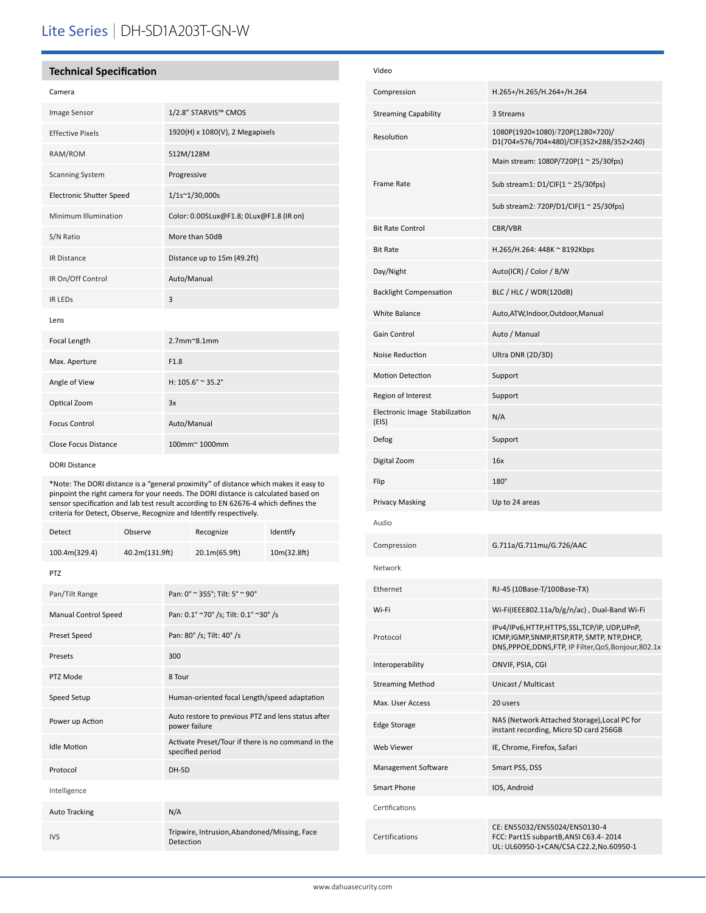# Lite Series | DH-SD1A203T-GN-W

## Technical Specification

### Camera

| | |
|---|---|
| Image Sensor | 1/2.8" STARVIS™ CMOS |
| Effective Pixels | 1920(H) x 1080(V), 2 Megapixels |
| RAM/ROM | 512M/128M |
| Scanning System | Progressive |
| Electronic Shutter Speed | 1/1s~1/30,000s |
| Minimum Illumination | Color: 0.005Lux@F1.8; 0Lux@F1.8 (IR on) |
| S/N Ratio | More than 50dB |
| IR Distance | Distance up to 15m (49.2ft) |
| IR On/Off Control | Auto/Manual |
| IR LEDs | 3 |

### Lens

| | |
|---|---|
| Focal Length | 2.7mm~8.1mm |
| Max. Aperture | F1.8 |
| Angle of View | H: 105.6° ~ 35.2° |
| Optical Zoom | 3x |
| Focus Control | Auto/Manual |
| Close Focus Distance | 100mm~ 1000mm |

### DORI Distance

*Note: The DORI distance is a "general proximity" of distance which makes it easy to pinpoint the right camera for your needs. The DORI distance is calculated based on sensor specification and lab test result according to EN 62676-4 which defines the criteria for Detect, Observe, Recognize and Identify respectively.

| Detect | Observe | Recognize | Identify |
|---|---|---|---|
| 100.4m(329.4) | 40.2m(131.9ft) | 20.1m(65.9ft) | 10m(32.8ft) |

### PTZ

| | |
|---|---|
| Pan/Tilt Range | Pan: 0° ~ 355°; Tilt: 5° ~ 90° |
| Manual Control Speed | Pan: 0.1° ~70° /s; Tilt: 0.1° ~30° /s |
| Preset Speed | Pan: 80° /s; Tilt: 40° /s |
| Presets | 300 |
| PTZ Mode | 8 Tour |
| Speed Setup | Human-oriented focal Length/speed adaptation |
| Power up Action | Auto restore to previous PTZ and lens status after power failure |
| Idle Motion | Activate Preset/Tour if there is no command in the specified period |
| Protocol | DH-SD |

### Intelligence

| | |
|---|---|
| Auto Tracking | N/A |
| IVS | Tripwire, Intrusion,Abandoned/Missing, Face Detection |

### Video

| | |
|---|---|
| Compression | H.265+/H.265/H.264+/H.264 |
| Streaming Capability | 3 Streams |
| Resolution | 1080P(1920×1080)/720P(1280×720)/ D1(704×576/704×480)/CIF(352×288/352×240) |
| Frame Rate | Main stream: 1080P/720P(1 ~ 25/30fps) |
| | Sub stream1: D1/CIF(1 ~ 25/30fps) |
| | Sub stream2: 720P/D1/CIF(1 ~ 25/30fps) |
| Bit Rate Control | CBR/VBR |
| Bit Rate | H.265/H.264: 448K ~ 8192Kbps |
| Day/Night | Auto(ICR) / Color / B/W |
| Backlight Compensation | BLC / HLC / WDR(120dB) |
| White Balance | Auto,ATW,Indoor,Outdoor,Manual |
| Gain Control | Auto / Manual |
| Noise Reduction | Ultra DNR (2D/3D) |
| Motion Detection | Support |
| Region of Interest | Support |
| Electronic Image Stabilization (EIS) | N/A |
| Defog | Support |
| Digital Zoom | 16x |
| Flip | 180° |
| Privacy Masking | Up to 24 areas |

### Audio

| | |
|---|---|
| Compression | G.711a/G.711mu/G.726/AAC |

### Network

| | |
|---|---|
| Ethernet | RJ-45 (10Base-T/100Base-TX) |
| Wi-Fi | Wi-Fi(IEEE802.11a/b/g/n/ac) , Dual-Band Wi-Fi |
| Protocol | IPv4/IPv6,HTTP,HTTPS,SSL,TCP/IP, UDP,UPnP, ICMP,IGMP,SNMP,RTSP,RTP, SMTP, NTP,DHCP, DNS,PPPOE,DDNS,FTP, IP Filter,QoS,Bonjour,802.1x |
| Interoperability | ONVIF, PSIA, CGI |
| Streaming Method | Unicast / Multicast |
| Max. User Access | 20 users |
| Edge Storage | NAS (Network Attached Storage),Local PC for instant recording, Micro SD card 256GB |
| Web Viewer | IE, Chrome, Firefox, Safari |
| Management Software | Smart PSS, DSS |
| Smart Phone | IOS, Android |

### Certifications

| | |
|---|---|
| Certifications | CE: EN55032/EN55024/EN50130-4<br>FCC: Part15 subpartB,ANSI C63.4- 2014<br>UL: UL60950-1+CAN/CSA C22.2,No.60950-1 |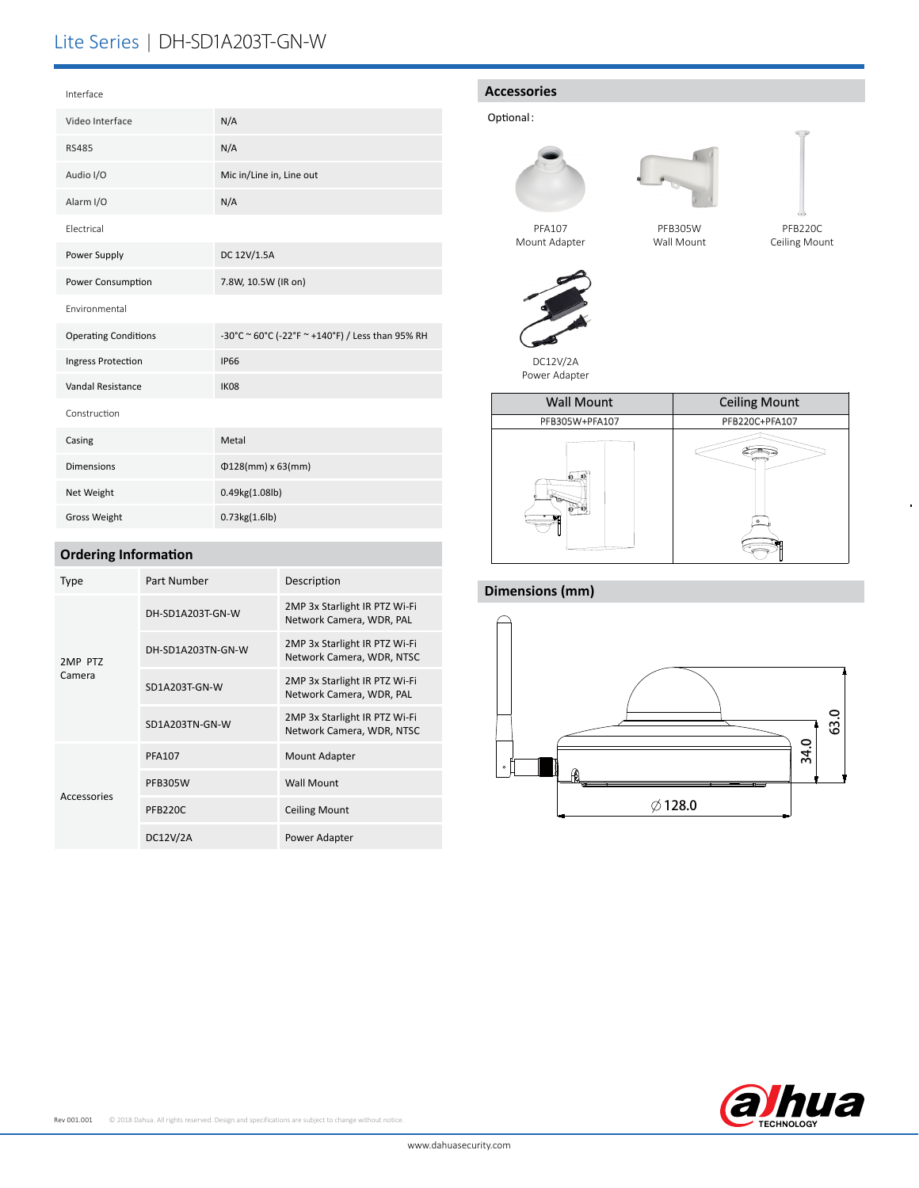# Lite Series | DH-SD1A203T-GN-W

| | |
|---|---|
| **Interface** | |
| Video Interface | N/A |
| RS485 | N/A |
| Audio I/O | Mic in/Line in, Line out |
| Alarm I/O | N/A |
| **Electrical** | |
| Power Supply | DC 12V/1.5A |
| Power Consumption | 7.8W, 10.5W (IR on) |
| **Environmental** | |
| Operating Conditions | -30°C ~ 60°C (-22°F ~ +140°F) / Less than 95% RH |
| Ingress Protection | IP66 |
| Vandal Resistance | IK08 |
| **Construction** | |
| Casing | Metal |
| Dimensions | Φ128(mm) x 63(mm) |
| Net Weight | 0.49kg(1.08lb) |
| Gross Weight | 0.73kg(1.6lb) |

## Ordering Information

| Type | Part Number | Description |
|---|---|---|
| 2MP PTZ Camera | DH-SD1A203T-GN-W | 2MP 3x Starlight IR PTZ Wi-Fi Network Camera, WDR, PAL |
| | DH-SD1A203TN-GN-W | 2MP 3x Starlight IR PTZ Wi-Fi Network Camera, WDR, NTSC |
| | SD1A203T-GN-W | 2MP 3x Starlight IR PTZ Wi-Fi Network Camera, WDR, PAL |
| | SD1A203TN-GN-W | 2MP 3x Starlight IR PTZ Wi-Fi Network Camera, WDR, NTSC |
| Accessories | PFA107 | Mount Adapter |
| | PFB305W | Wall Mount |
| | PFB220C | Ceiling Mount |
| | DC12V/2A | Power Adapter |

## Accessories

Optional:

PFA107
Mount Adapter

PFB305W
Wall Mount

PFB220C
Ceiling Mount

DC12V/2A
Power Adapter

| Wall Mount | Ceiling Mount |
|---|---|
| PFB305W+PFA107 | PFB220C+PFA107 |

## Dimensions (mm)

63.0

34.0

∅128.0

Rev 001.001 © 2018 Dahua. All rights reserved. Design and specifications are subject to change without notice.

www.dahuasecurity.com